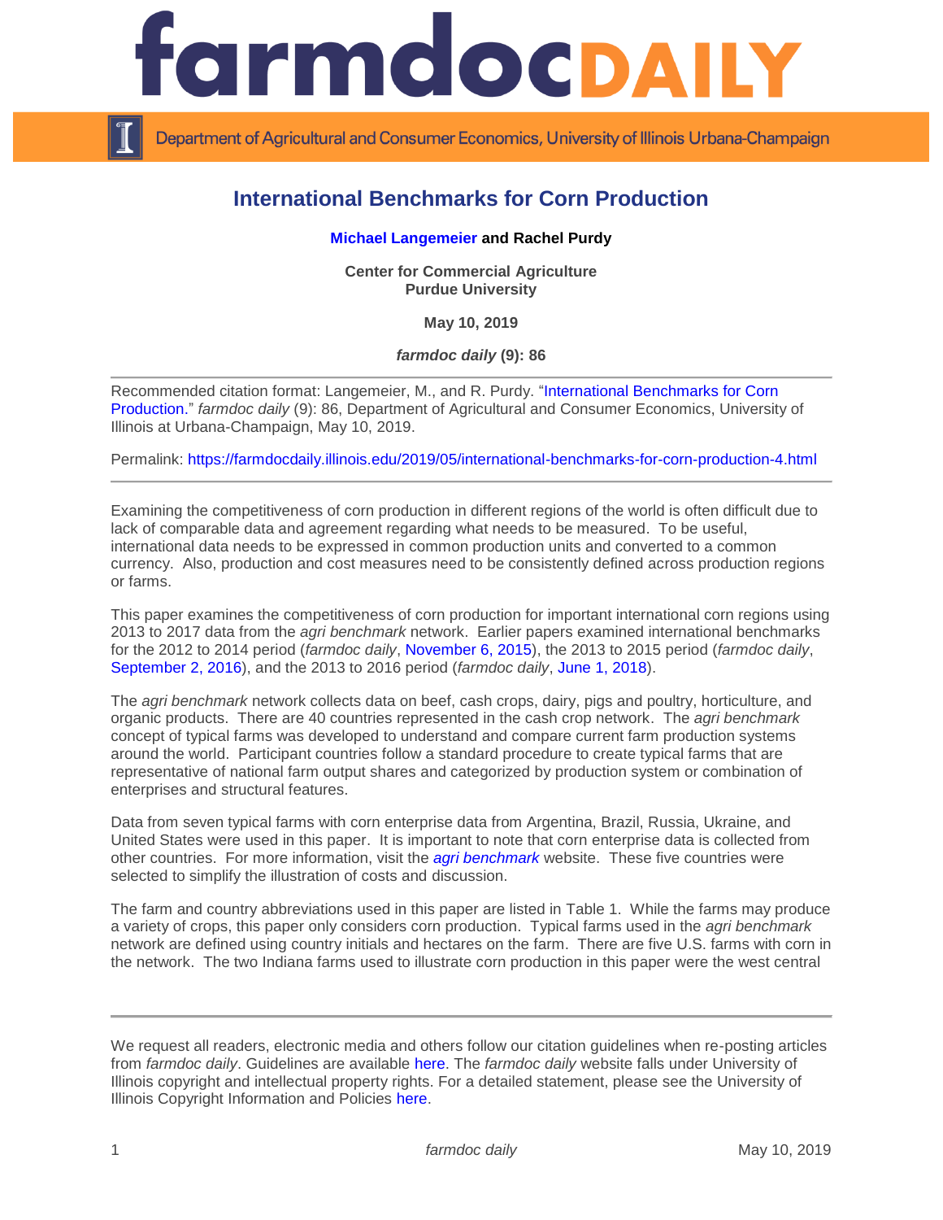# International Benchmarks for Corn Production

**Michael Langemeier and Rachel Purdy**

**Center for Commercial Agriculture**
**Purdue University**

**May 10, 2019**

***farmdoc daily* (9): 86**

Recommended citation format: Langemeier, M., and R. Purdy. "International Benchmarks for Corn Production." *farmdoc daily* (9): 86, Department of Agricultural and Consumer Economics, University of Illinois at Urbana-Champaign, May 10, 2019.

Permalink: https://farmdocdaily.illinois.edu/2019/05/international-benchmarks-for-corn-production-4.html

---

Examining the competitiveness of corn production in different regions of the world is often difficult due to lack of comparable data and agreement regarding what needs to be measured. To be useful, international data needs to be expressed in common production units and converted to a common currency. Also, production and cost measures need to be consistently defined across production regions or farms.

This paper examines the competitiveness of corn production for important international corn regions using 2013 to 2017 data from the *agri benchmark* network. Earlier papers examined international benchmarks for the 2012 to 2014 period (*farmdoc daily*, November 6, 2015), the 2013 to 2015 period (*farmdoc daily*, September 2, 2016), and the 2013 to 2016 period (*farmdoc daily*, June 1, 2018).

The *agri benchmark* network collects data on beef, cash crops, dairy, pigs and poultry, horticulture, and organic products. There are 40 countries represented in the cash crop network. The *agri benchmark* concept of typical farms was developed to understand and compare current farm production systems around the world. Participant countries follow a standard procedure to create typical farms that are representative of national farm output shares and categorized by production system or combination of enterprises and structural features.

Data from seven typical farms with corn enterprise data from Argentina, Brazil, Russia, Ukraine, and United States were used in this paper. It is important to note that corn enterprise data is collected from other countries. For more information, visit the *agri benchmark* website. These five countries were selected to simplify the illustration of costs and discussion.

The farm and country abbreviations used in this paper are listed in Table 1. While the farms may produce a variety of crops, this paper only considers corn production. Typical farms used in the *agri benchmark* network are defined using country initials and hectares on the farm. There are five U.S. farms with corn in the network. The two Indiana farms used to illustrate corn production in this paper were the west central

---

We request all readers, electronic media and others follow our citation guidelines when re-posting articles from *farmdoc daily*. Guidelines are available here. The *farmdoc daily* website falls under University of Illinois copyright and intellectual property rights. For a detailed statement, please see the University of Illinois Copyright Information and Policies here.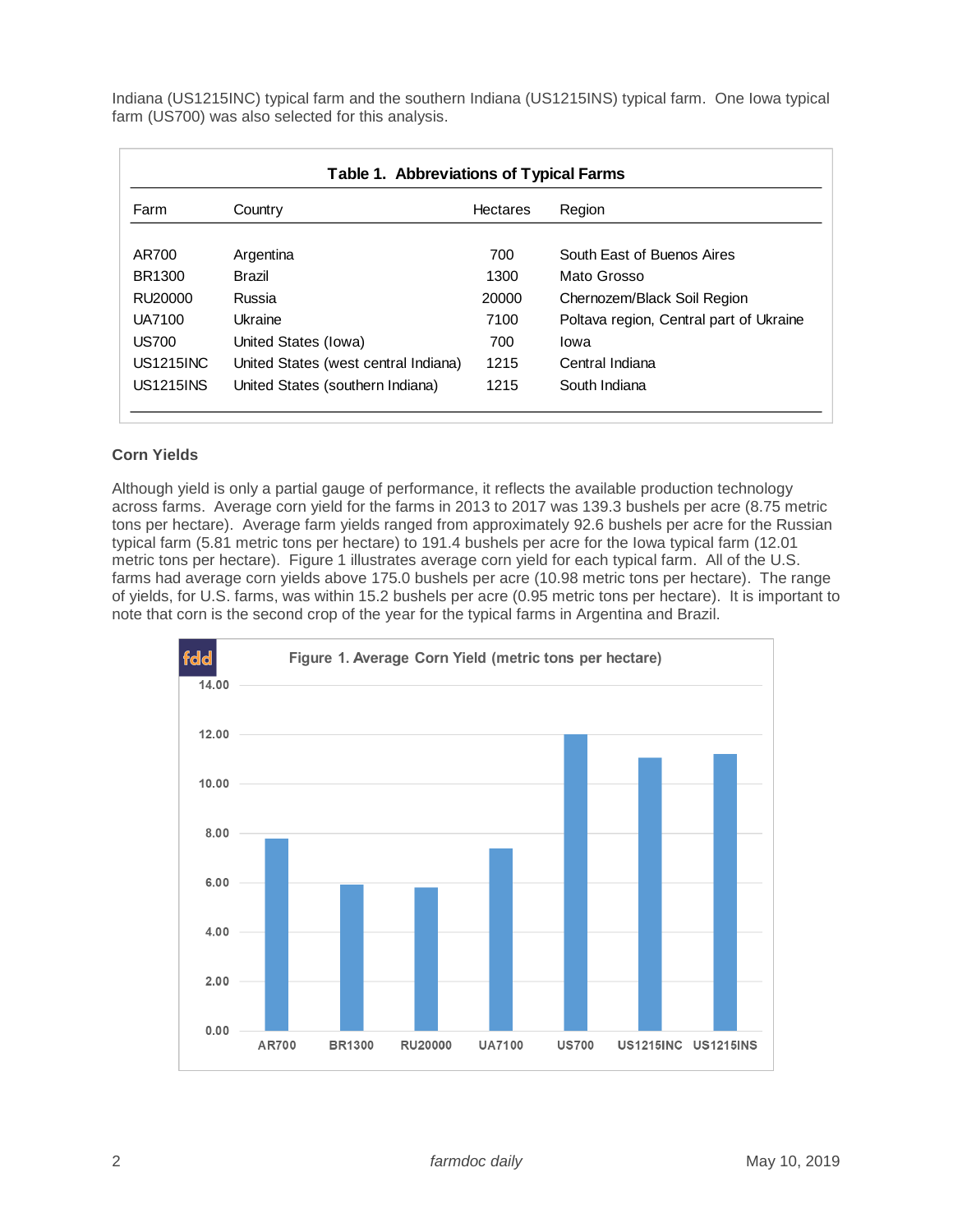Indiana (US1215INC) typical farm and the southern Indiana (US1215INS) typical farm. One Iowa typical farm (US700) was also selected for this analysis.

**Table 1. Abbreviations of Typical Farms**

| Farm | Country | Hectares | Region |
|---|---|---|---|
| AR700 | Argentina | 700 | South East of Buenos Aires |
| BR1300 | Brazil | 1300 | Mato Grosso |
| RU20000 | Russia | 20000 | Chernozem/Black Soil Region |
| UA7100 | Ukraine | 7100 | Poltava region, Central part of Ukraine |
| US700 | United States (Iowa) | 700 | Iowa |
| US1215INC | United States (west central Indiana) | 1215 | Central Indiana |
| US1215INS | United States (southern Indiana) | 1215 | South Indiana |

### Corn Yields

Although yield is only a partial gauge of performance, it reflects the available production technology across farms. Average corn yield for the farms in 2013 to 2017 was 139.3 bushels per acre (8.75 metric tons per hectare). Average farm yields ranged from approximately 92.6 bushels per acre for the Russian typical farm (5.81 metric tons per hectare) to 191.4 bushels per acre for the Iowa typical farm (12.01 metric tons per hectare). Figure 1 illustrates average corn yield for each typical farm. All of the U.S. farms had average corn yields above 175.0 bushels per acre (10.98 metric tons per hectare). The range of yields, for U.S. farms, was within 15.2 bushels per acre (0.95 metric tons per hectare). It is important to note that corn is the second crop of the year for the typical farms in Argentina and Brazil.

Figure 1. Average Corn Yield (metric tons per hectare)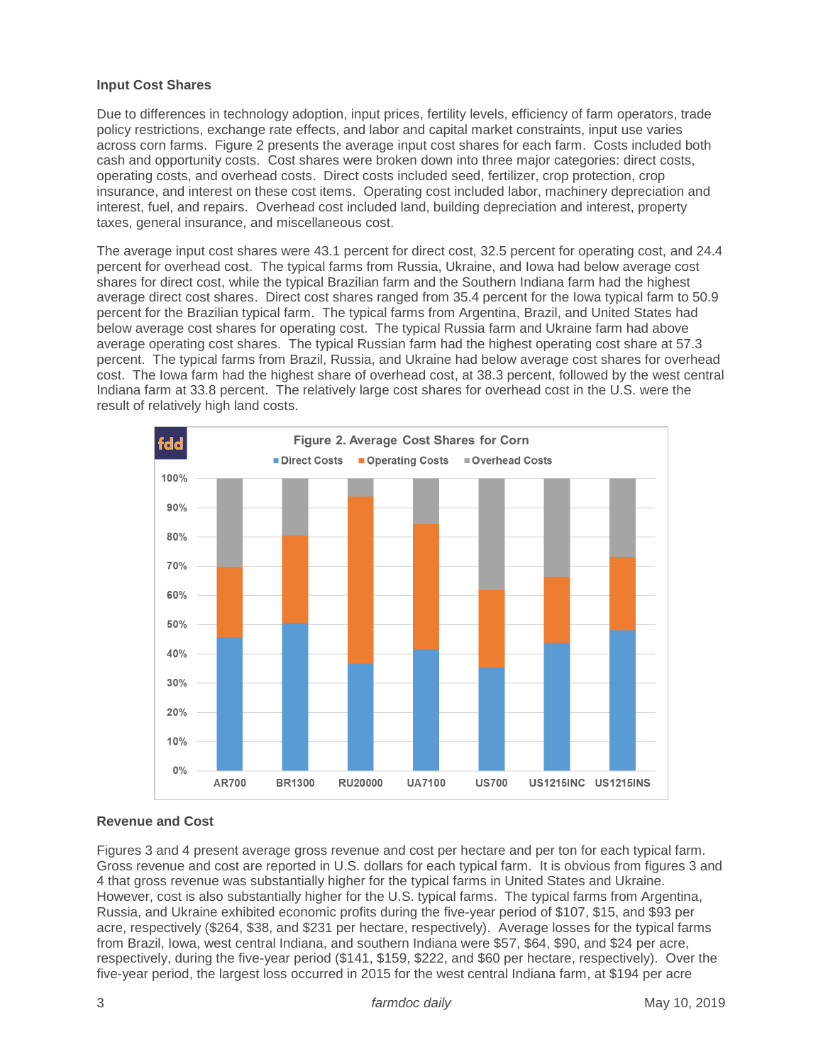### Input Cost Shares

Due to differences in technology adoption, input prices, fertility levels, efficiency of farm operators, trade policy restrictions, exchange rate effects, and labor and capital market constraints, input use varies across corn farms. Figure 2 presents the average input cost shares for each farm. Costs included both cash and opportunity costs. Cost shares were broken down into three major categories: direct costs, operating costs, and overhead costs. Direct costs included seed, fertilizer, crop protection, crop insurance, and interest on these cost items. Operating cost included labor, machinery depreciation and interest, fuel, and repairs. Overhead cost included land, building depreciation and interest, property taxes, general insurance, and miscellaneous cost.

The average input cost shares were 43.1 percent for direct cost, 32.5 percent for operating cost, and 24.4 percent for overhead cost. The typical farms from Russia, Ukraine, and Iowa had below average cost shares for direct cost, while the typical Brazilian farm and the Southern Indiana farm had the highest average direct cost shares. Direct cost shares ranged from 35.4 percent for the Iowa typical farm to 50.9 percent for the Brazilian typical farm. The typical farms from Argentina, Brazil, and United States had below average cost shares for operating cost. The typical Russia farm and Ukraine farm had above average operating cost shares. The typical Russian farm had the highest operating cost share at 57.3 percent. The typical farms from Brazil, Russia, and Ukraine had below average cost shares for overhead cost. The Iowa farm had the highest share of overhead cost, at 38.3 percent, followed by the west central Indiana farm at 33.8 percent. The relatively large cost shares for overhead cost in the U.S. were the result of relatively high land costs.

Figure 2. Average Cost Shares for Corn

### Revenue and Cost

Figures 3 and 4 present average gross revenue and cost per hectare and per ton for each typical farm. Gross revenue and cost are reported in U.S. dollars for each typical farm. It is obvious from figures 3 and 4 that gross revenue was substantially higher for the typical farms in United States and Ukraine. However, cost is also substantially higher for the U.S. typical farms. The typical farms from Argentina, Russia, and Ukraine exhibited economic profits during the five-year period of $107, $15, and $93 per acre, respectively ($264, $38, and $231 per hectare, respectively). Average losses for the typical farms from Brazil, Iowa, west central Indiana, and southern Indiana were $57, $64, $90, and $24 per acre, respectively, during the five-year period ($141, $159, $222, and $60 per hectare, respectively). Over the five-year period, the largest loss occurred in 2015 for the west central Indiana farm, at $194 per acre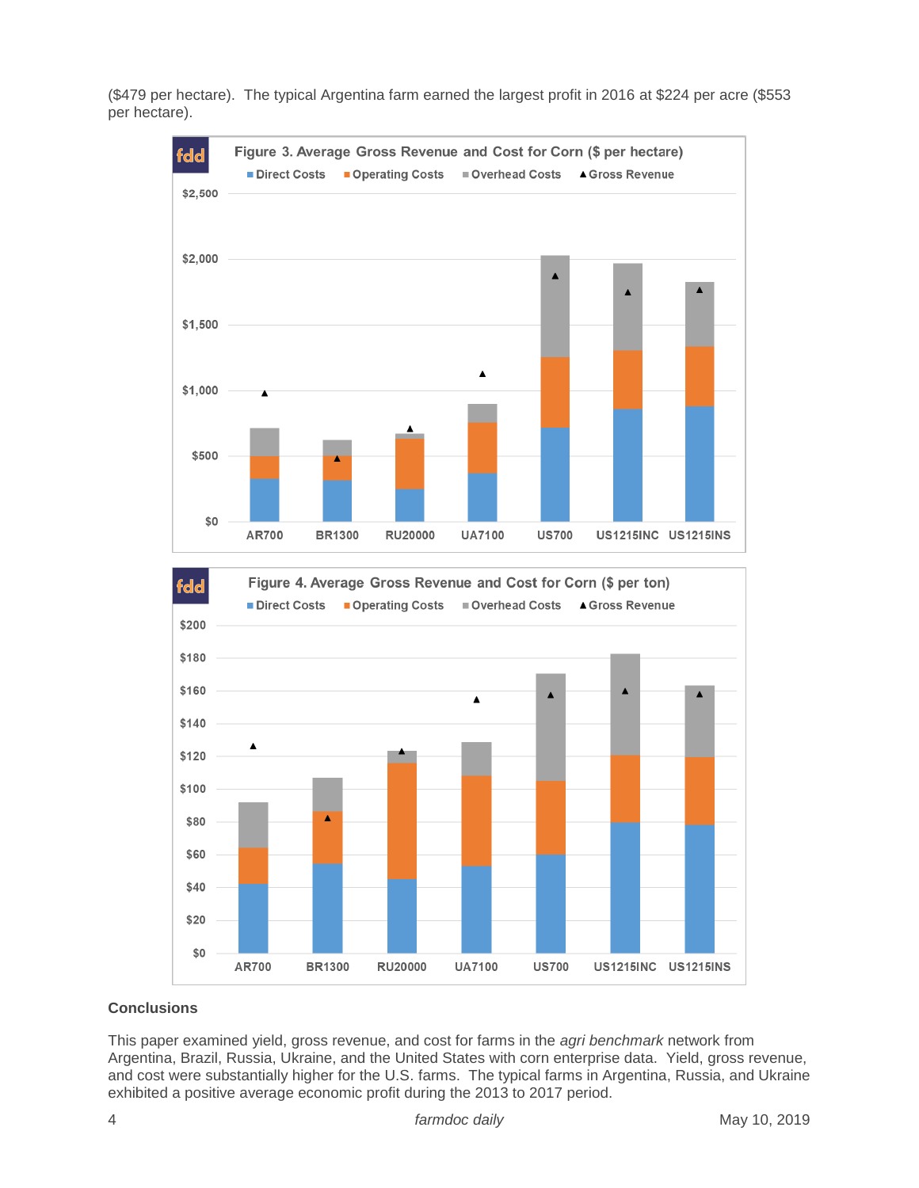($479 per hectare). The typical Argentina farm earned the largest profit in 2016 at $224 per acre ($553 per hectare).

Figure 3. Average Gross Revenue and Cost for Corn ($ per hectare)

Figure 4. Average Gross Revenue and Cost for Corn ($ per ton)

## Conclusions

This paper examined yield, gross revenue, and cost for farms in the *agri benchmark* network from Argentina, Brazil, Russia, Ukraine, and the United States with corn enterprise data. Yield, gross revenue, and cost were substantially higher for the U.S. farms. The typical farms in Argentina, Russia, and Ukraine exhibited a positive average economic profit during the 2013 to 2017 period.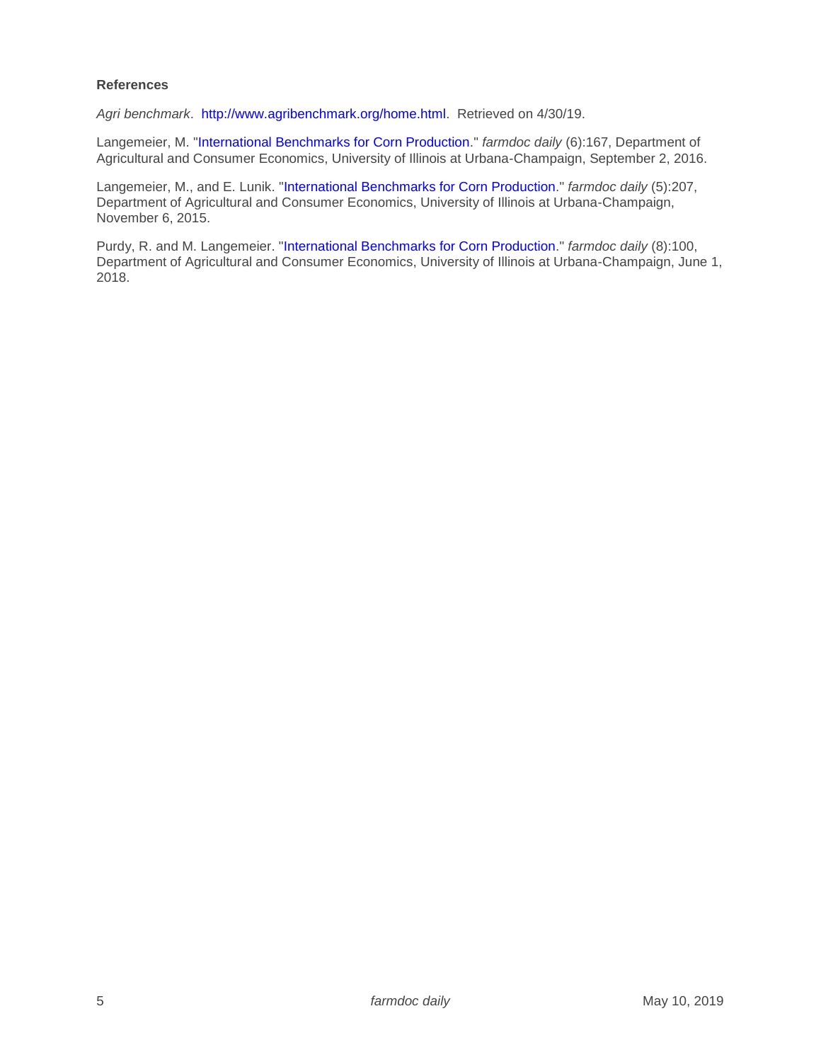**References**

*Agri benchmark*. http://www.agribenchmark.org/home.html. Retrieved on 4/30/19.

Langemeier, M. "International Benchmarks for Corn Production." *farmdoc daily* (6):167, Department of Agricultural and Consumer Economics, University of Illinois at Urbana-Champaign, September 2, 2016.

Langemeier, M., and E. Lunik. "International Benchmarks for Corn Production." *farmdoc daily* (5):207, Department of Agricultural and Consumer Economics, University of Illinois at Urbana-Champaign, November 6, 2015.

Purdy, R. and M. Langemeier. "International Benchmarks for Corn Production." *farmdoc daily* (8):100, Department of Agricultural and Consumer Economics, University of Illinois at Urbana-Champaign, June 1, 2018.